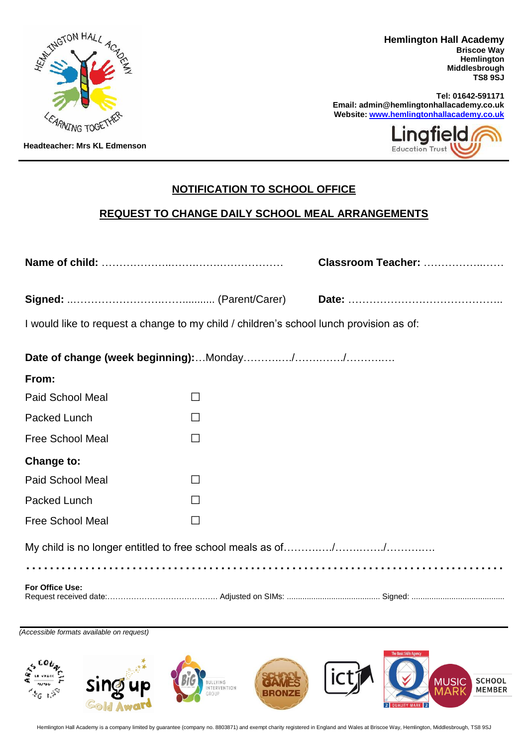**Hemlington Hall Academy**
**Briscoe Way**
**Hemlington**
**Middlesbrough**
**TS8 9SJ**

**Tel: 01642-591171**
**Email: admin@hemlingtonhallacademy.co.uk**
**Website: www.hemlingtonhallacademy.co.uk**

**Headteacher: Mrs KL Edmenson**

## NOTIFICATION TO SCHOOL OFFICE

## REQUEST TO CHANGE DAILY SCHOOL MEAL ARRANGEMENTS

**Name of child:** ……………….…………….……………… **Classroom Teacher:** ………………..……

**Signed:** ..…………………….…….......... (Parent/Carer) **Date:** ……………………………………..

I would like to request a change to my child / children's school lunch provision as of:

**Date of change (week beginning):**…Monday…………../…….……./……….….

**From:**

Paid School Meal ☐

Packed Lunch ☐

Free School Meal ☐

**Change to:**

Paid School Meal ☐

Packed Lunch ☐

Free School Meal ☐

My child is no longer entitled to free school meals as of………..…/…….……./………….

……………………………………………………………………………

**For Office Use:**
Request received date:……………………………..……. Adjusted on SIMs: ......................................... Signed: .........................................

*(Accessible formats available on request)*

Hemlington Hall Academy is a company limited by guarantee (company no. 8803871) and exempt charity registered in England and Wales at Briscoe Way, Hemlington, Middlesbrough, TS8 9SJ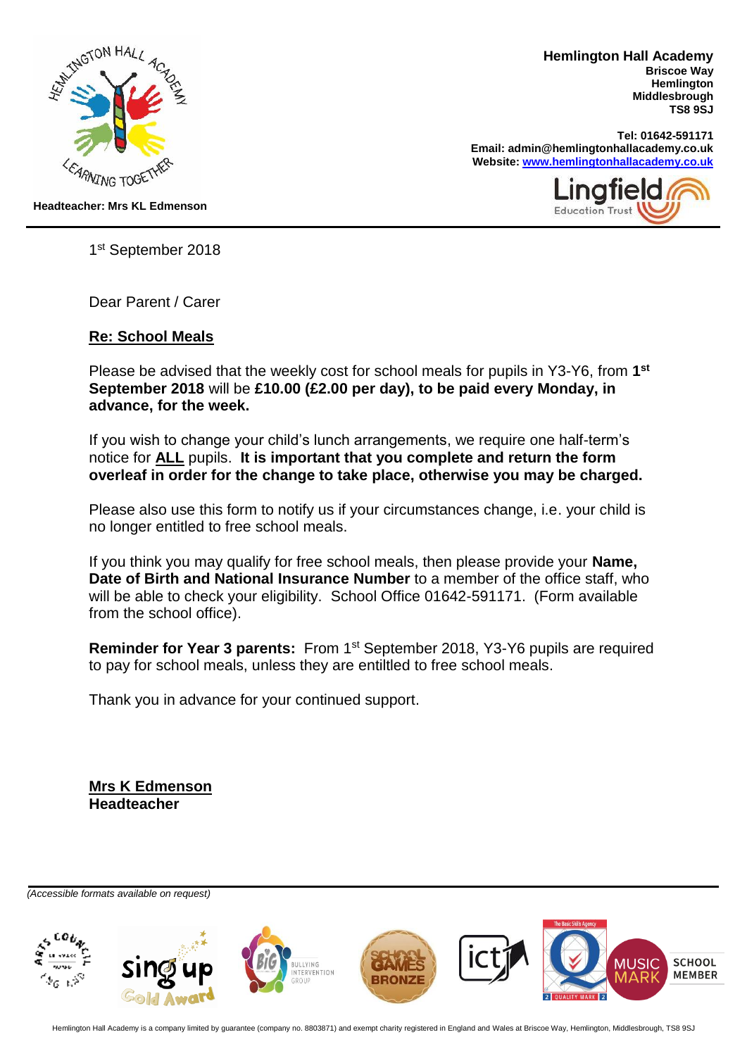**Hemlington Hall Academy**
**Briscoe Way**
**Hemlington**
**Middlesbrough**
**TS8 9SJ**

**Tel: 01642-591171**
**Email: admin@hemlingtonhallacademy.co.uk**
**Website: www.hemlingtonhallacademy.co.uk**

**Headteacher: Mrs KL Edmenson**

1st September 2018

Dear Parent / Carer

**Re: School Meals**

Please be advised that the weekly cost for school meals for pupils in Y3-Y6, from **1st September 2018** will be **£10.00 (£2.00 per day), to be paid every Monday, in advance, for the week.**

If you wish to change your child's lunch arrangements, we require one half-term's notice for **ALL** pupils. **It is important that you complete and return the form overleaf in order for the change to take place, otherwise you may be charged.**

Please also use this form to notify us if your circumstances change, i.e. your child is no longer entitled to free school meals.

If you think you may qualify for free school meals, then please provide your **Name, Date of Birth and National Insurance Number** to a member of the office staff, who will be able to check your eligibility. School Office 01642-591171. (Form available from the school office).

**Reminder for Year 3 parents:** From 1st September 2018, Y3-Y6 pupils are required to pay for school meals, unless they are entiltled to free school meals.

Thank you in advance for your continued support.

**Mrs K Edmenson**
**Headteacher**

*(Accessible formats available on request)*

Hemlington Hall Academy is a company limited by guarantee (company no. 8803871) and exempt charity registered in England and Wales at Briscoe Way, Hemlington, Middlesbrough, TS8 9SJ